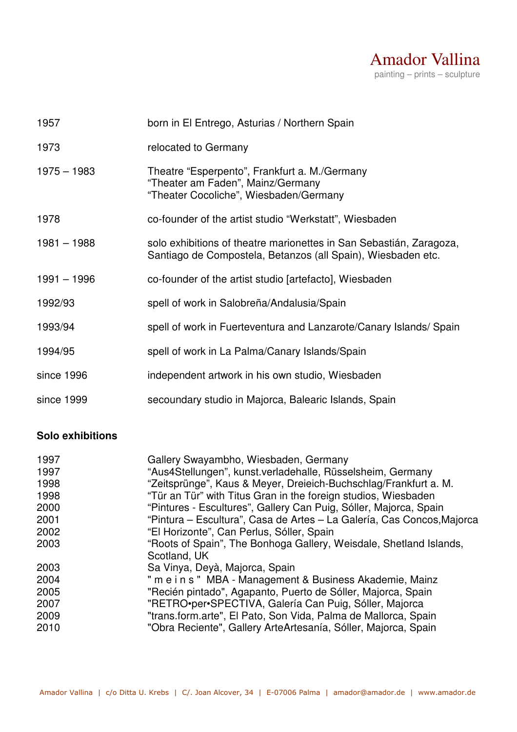# Amador Vallina

painting – prints – sculpture

| | |
|---|---|
| 1957 | born in El Entrego, Asturias / Northern Spain |
| 1973 | relocated to Germany |
| 1975 – 1983 | Theatre "Esperpento", Frankfurt a. M./Germany<br>"Theater am Faden", Mainz/Germany<br>"Theater Cocoliche", Wiesbaden/Germany |
| 1978 | co-founder of the artist studio "Werkstatt", Wiesbaden |
| 1981 – 1988 | solo exhibitions of theatre marionettes in San Sebastián, Zaragoza, Santiago de Compostela, Betanzos (all Spain), Wiesbaden etc. |
| 1991 – 1996 | co-founder of the artist studio [artefacto], Wiesbaden |
| 1992/93 | spell of work in Salobreña/Andalusia/Spain |
| 1993/94 | spell of work in Fuerteventura and Lanzarote/Canary Islands/ Spain |
| 1994/95 | spell of work in La Palma/Canary Islands/Spain |
| since 1996 | independent artwork in his own studio, Wiesbaden |
| since 1999 | secoundary studio in Majorca, Balearic Islands, Spain |

**Solo exhibitions**

| | |
|---|---|
| 1997 | Gallery Swayambho, Wiesbaden, Germany |
| 1997 | "Aus4Stellungen", kunst.verladehalle, Rüsselsheim, Germany |
| 1998 | "Zeitsprünge", Kaus & Meyer, Dreieich-Buchschlag/Frankfurt a. M. |
| 1998 | "Tür an Tür" with Titus Gran in the foreign studios, Wiesbaden |
| 2000 | "Pintures - Escultures", Gallery Can Puig, Sóller, Majorca, Spain |
| 2001 | "Pintura – Escultura", Casa de Artes – La Galería, Cas Concos,Majorca |
| 2002 | "El Horizonte", Can Perlus, Sóller, Spain |
| 2003 | "Roots of Spain", The Bonhoga Gallery, Weisdale, Shetland Islands, Scotland, UK |
| 2003 | Sa Vinya, Deyà, Majorca, Spain |
| 2004 | " m e i n s " MBA - Management & Business Akademie, Mainz |
| 2005 | "Recién pintado", Agapanto, Puerto de Sóller, Majorca, Spain |
| 2007 | "RETRO•per•SPECTIVA, Galería Can Puig, Sóller, Majorca |
| 2009 | "trans.form.arte", El Pato, Son Vida, Palma de Mallorca, Spain |
| 2010 | "Obra Reciente", Gallery ArteArtesanía, Sóller, Majorca, Spain |

Amador Vallina | c/o Ditta U. Krebs | C/. Joan Alcover, 34 | E-07006 Palma | amador@amador.de | www.amador.de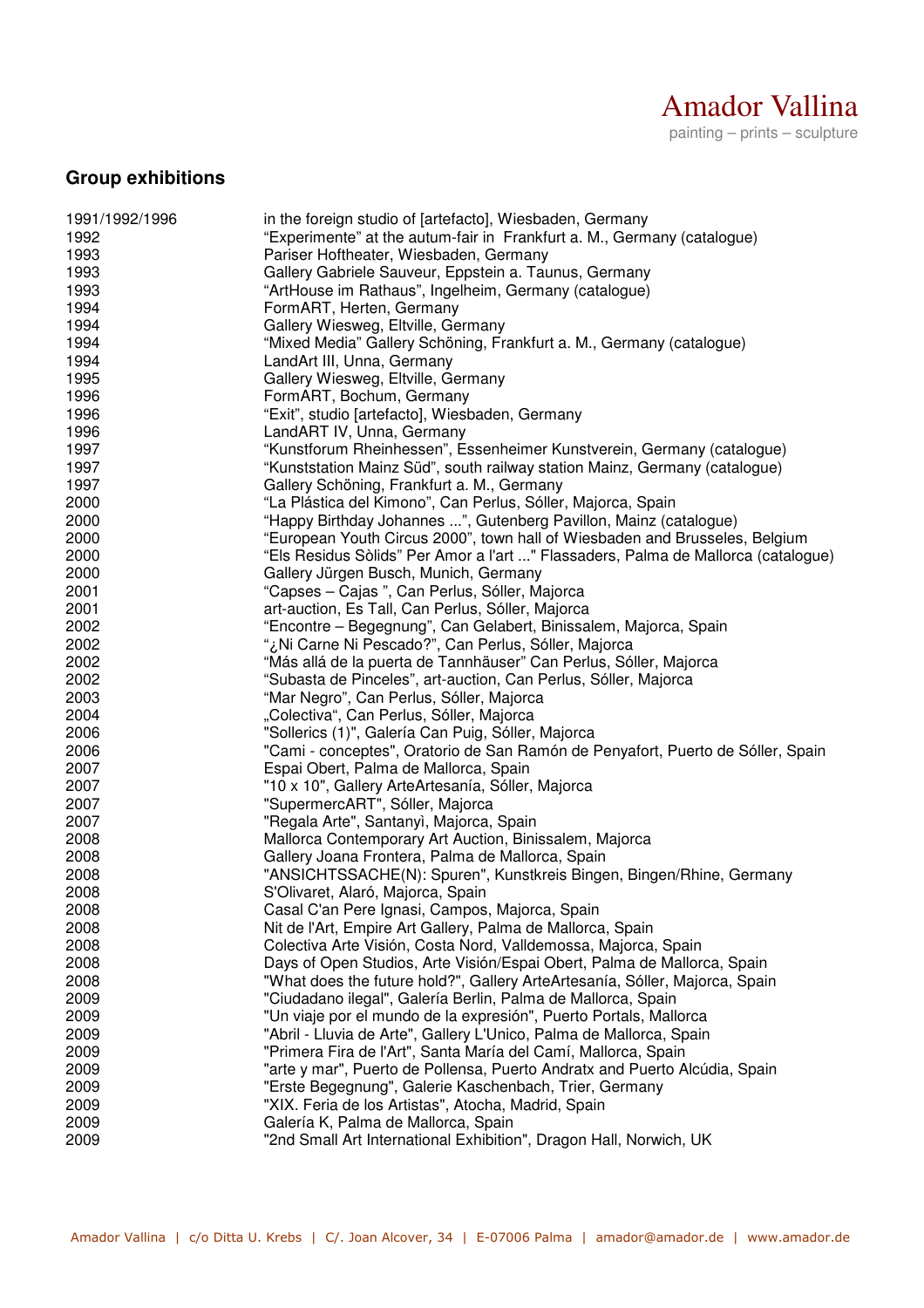## Group exhibitions

| | |
|---|---|
| 1991/1992/1996 | in the foreign studio of [artefacto], Wiesbaden, Germany |
| 1992 | “Experimente” at the autum-fair in Frankfurt a. M., Germany (catalogue) |
| 1993 | Pariser Hoftheater, Wiesbaden, Germany |
| 1993 | Gallery Gabriele Sauveur, Eppstein a. Taunus, Germany |
| 1993 | “ArtHouse im Rathaus”, Ingelheim, Germany (catalogue) |
| 1994 | FormART, Herten, Germany |
| 1994 | Gallery Wiesweg, Eltville, Germany |
| 1994 | “Mixed Media” Gallery Schöning, Frankfurt a. M., Germany (catalogue) |
| 1994 | LandArt III, Unna, Germany |
| 1995 | Gallery Wiesweg, Eltville, Germany |
| 1996 | FormART, Bochum, Germany |
| 1996 | “Exit”, studio [artefacto], Wiesbaden, Germany |
| 1996 | LandART IV, Unna, Germany |
| 1997 | “Kunstforum Rheinhessen”, Essenheimer Kunstverein, Germany (catalogue) |
| 1997 | “Kunststation Mainz Süd”, south railway station Mainz, Germany (catalogue) |
| 1997 | Gallery Schöning, Frankfurt a. M., Germany |
| 2000 | “La Plástica del Kimono”, Can Perlus, Sóller, Majorca, Spain |
| 2000 | “Happy Birthday Johannes ...”, Gutenberg Pavillon, Mainz (catalogue) |
| 2000 | “European Youth Circus 2000”, town hall of Wiesbaden and Brusseles, Belgium |
| 2000 | “Els Residus Sòlids” Per Amor a l'art ..." Flassaders, Palma de Mallorca (catalogue) |
| 2000 | Gallery Jürgen Busch, Munich, Germany |
| 2001 | “Capses – Cajas ”, Can Perlus, Sóller, Majorca |
| 2001 | art-auction, Es Tall, Can Perlus, Sóller, Majorca |
| 2002 | “Encontre – Begegnung”, Can Gelabert, Binissalem, Majorca, Spain |
| 2002 | “¿Ni Carne Ni Pescado?”, Can Perlus, Sóller, Majorca |
| 2002 | “Más allá de la puerta de Tannhäuser” Can Perlus, Sóller, Majorca |
| 2002 | “Subasta de Pinceles”, art-auction, Can Perlus, Sóller, Majorca |
| 2003 | “Mar Negro”, Can Perlus, Sóller, Majorca |
| 2004 | „Colectiva“, Can Perlus, Sóller, Majorca |
| 2006 | “Sollerics (1)”, Galería Can Puig, Sóller, Majorca |
| 2006 | "Cami - conceptes", Oratorio de San Ramón de Penyafort, Puerto de Sóller, Spain |
| 2007 | Espai Obert, Palma de Mallorca, Spain |
| 2007 | "10 x 10", Gallery ArteArtesanía, Sóller, Majorca |
| 2007 | "SupermercART", Sóller, Majorca |
| 2007 | "Regala Arte", Santanyì, Majorca, Spain |
| 2008 | Mallorca Contemporary Art Auction, Binissalem, Majorca |
| 2008 | Gallery Joana Frontera, Palma de Mallorca, Spain |
| 2008 | "ANSICHTSSACHE(N): Spuren", Kunstkreis Bingen, Bingen/Rhine, Germany |
| 2008 | S'Olivaret, Alaró, Majorca, Spain |
| 2008 | Casal C'an Pere Ignasi, Campos, Majorca, Spain |
| 2008 | Nit de l'Art, Empire Art Gallery, Palma de Mallorca, Spain |
| 2008 | Colectiva Arte Visión, Costa Nord, Valldemossa, Majorca, Spain |
| 2008 | Days of Open Studios, Arte Visión/Espai Obert, Palma de Mallorca, Spain |
| 2008 | "What does the future hold?", Gallery ArteArtesanía, Sóller, Majorca, Spain |
| 2009 | "Ciudadano ilegal", Galería Berlin, Palma de Mallorca, Spain |
| 2009 | "Un viaje por el mundo de la expresión", Puerto Portals, Mallorca |
| 2009 | "Abril - Lluvia de Arte", Gallery L'Unico, Palma de Mallorca, Spain |
| 2009 | "Primera Fira de l'Art", Santa María del Camí, Mallorca, Spain |
| 2009 | "arte y mar", Puerto de Pollensa, Puerto Andratx and Puerto Alcúdia, Spain |
| 2009 | "Erste Begegnung", Galerie Kaschenbach, Trier, Germany |
| 2009 | "XIX. Feria de los Artistas", Atocha, Madrid, Spain |
| 2009 | Galería K, Palma de Mallorca, Spain |
| 2009 | "2nd Small Art International Exhibition", Dragon Hall, Norwich, UK |